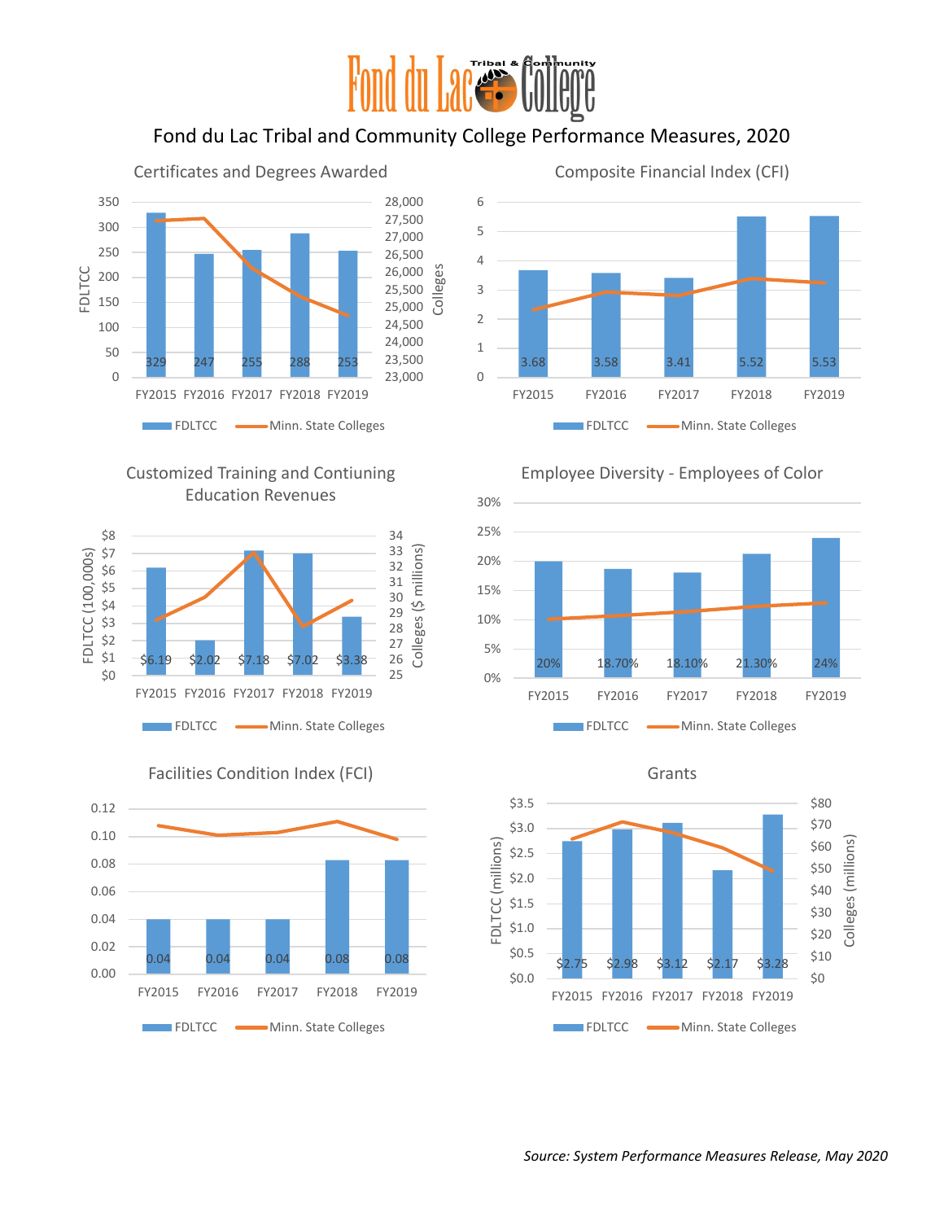# Fond du Lac Tribal and Community College Performance Measures, 2020

## Certificates and Degrees Awarded

| | FY2015 | FY2016 | FY2017 | FY2018 | FY2019 |
|---|---|---|---|---|---|
| FDLTCC | 329 | 247 | 255 | 288 | 253 |

FDLTCC / Colleges — FDLTCC, Minn. State Colleges

## Composite Financial Index (CFI)

| | FY2015 | FY2016 | FY2017 | FY2018 | FY2019 |
|---|---|---|---|---|---|
| FDLTCC | 3.68 | 3.58 | 3.41 | 5.52 | 5.53 |

FDLTCC, Minn. State Colleges

## Customized Training and Contiuning Education Revenues

| | FY2015 | FY2016 | FY2017 | FY2018 | FY2019 |
|---|---|---|---|---|---|
| FDLTCC (100,000s) | $6.19 | $2.02 | $7.18 | $7.02 | $3.38 |

FDLTCC (100,000s) / Colleges ($ millions) — FDLTCC, Minn. State Colleges

## Employee Diversity - Employees of Color

| | FY2015 | FY2016 | FY2017 | FY2018 | FY2019 |
|---|---|---|---|---|---|
| FDLTCC | 20% | 18.70% | 18.10% | 21.30% | 24% |

FDLTCC, Minn. State Colleges

## Facilities Condition Index (FCI)

| | FY2015 | FY2016 | FY2017 | FY2018 | FY2019 |
|---|---|---|---|---|---|
| FDLTCC | 0.04 | 0.04 | 0.04 | 0.08 | 0.08 |

FDLTCC, Minn. State Colleges

## Grants

| | FY2015 | FY2016 | FY2017 | FY2018 | FY2019 |
|---|---|---|---|---|---|
| FDLTCC (millions) | $2.75 | $2.98 | $3.12 | $2.17 | $3.28 |

FDLTCC (millions) / Colleges (millions) — FDLTCC, Minn. State Colleges

*Source: System Performance Measures Release, May 2020*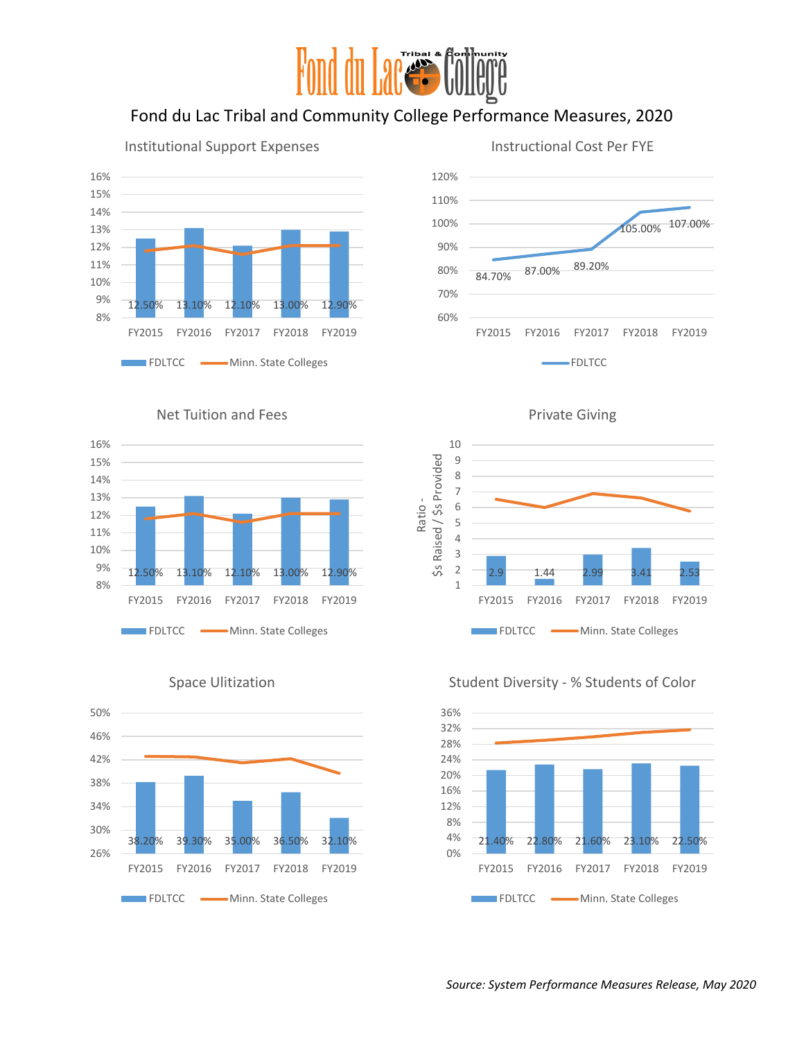# Fond du Lac Tribal and Community College Performance Measures, 2020

## Institutional Support Expenses

| | FY2015 | FY2016 | FY2017 | FY2018 | FY2019 |
|---|---|---|---|---|---|
| FDLTCC | 12.50% | 13.10% | 12.10% | 13.00% | 12.90% |

## Instructional Cost Per FYE

| | FY2015 | FY2016 | FY2017 | FY2018 | FY2019 |
|---|---|---|---|---|---|
| FDLTCC | 84.70% | 87.00% | 89.20% | 105.00% | 107.00% |

## Net Tuition and Fees

| | FY2015 | FY2016 | FY2017 | FY2018 | FY2019 |
|---|---|---|---|---|---|
| FDLTCC | 12.50% | 13.10% | 12.10% | 13.00% | 12.90% |

## Private Giving

Ratio - $s Raised / $s Provided

| | FY2015 | FY2016 | FY2017 | FY2018 | FY2019 |
|---|---|---|---|---|---|
| FDLTCC | 2.9 | 1.44 | 2.99 | 3.41 | 2.53 |

## Space Ulitization

| | FY2015 | FY2016 | FY2017 | FY2018 | FY2019 |
|---|---|---|---|---|---|
| FDLTCC | 38.20% | 39.30% | 35.00% | 36.50% | 32.10% |

## Student Diversity - % Students of Color

| | FY2015 | FY2016 | FY2017 | FY2018 | FY2019 |
|---|---|---|---|---|---|
| FDLTCC | 21.40% | 22.80% | 21.60% | 23.10% | 22.50% |

*Source: System Performance Measures Release, May 2020*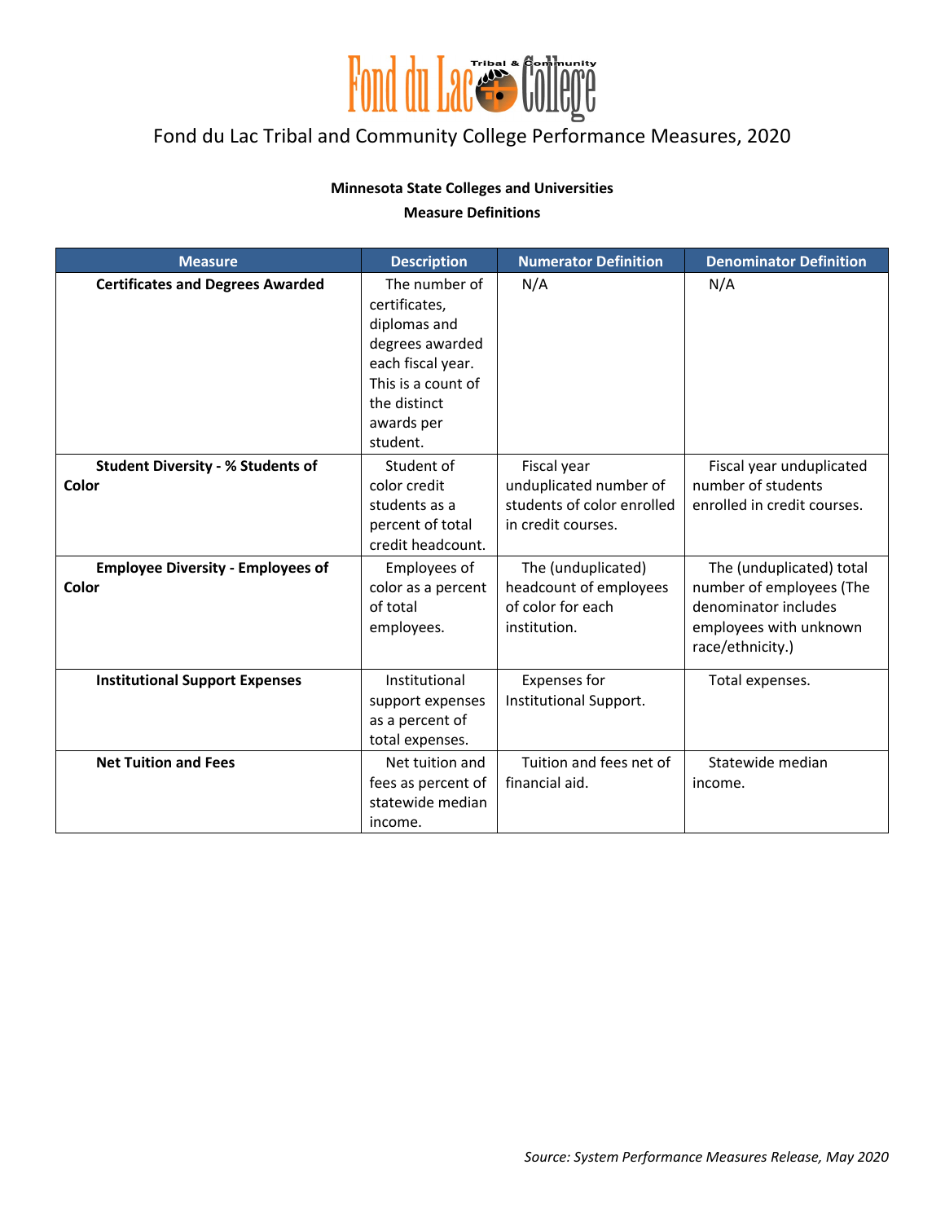# Fond du Lac Tribal and Community College Performance Measures, 2020

**Minnesota State Colleges and Universities**

**Measure Definitions**

| Measure | Description | Numerator Definition | Denominator Definition |
|---|---|---|---|
| **Certificates and Degrees Awarded** | The number of certificates, diplomas and degrees awarded each fiscal year. This is a count of the distinct awards per student. | N/A | N/A |
| **Student Diversity - % Students of Color** | Student of color credit students as a percent of total credit headcount. | Fiscal year unduplicated number of students of color enrolled in credit courses. | Fiscal year unduplicated number of students enrolled in credit courses. |
| **Employee Diversity - Employees of Color** | Employees of color as a percent of total employees. | The (unduplicated) headcount of employees of color for each institution. | The (unduplicated) total number of employees (The denominator includes employees with unknown race/ethnicity.) |
| **Institutional Support Expenses** | Institutional support expenses as a percent of total expenses. | Expenses for Institutional Support. | Total expenses. |
| **Net Tuition and Fees** | Net tuition and fees as percent of statewide median income. | Tuition and fees net of financial aid. | Statewide median income. |

*Source: System Performance Measures Release, May 2020*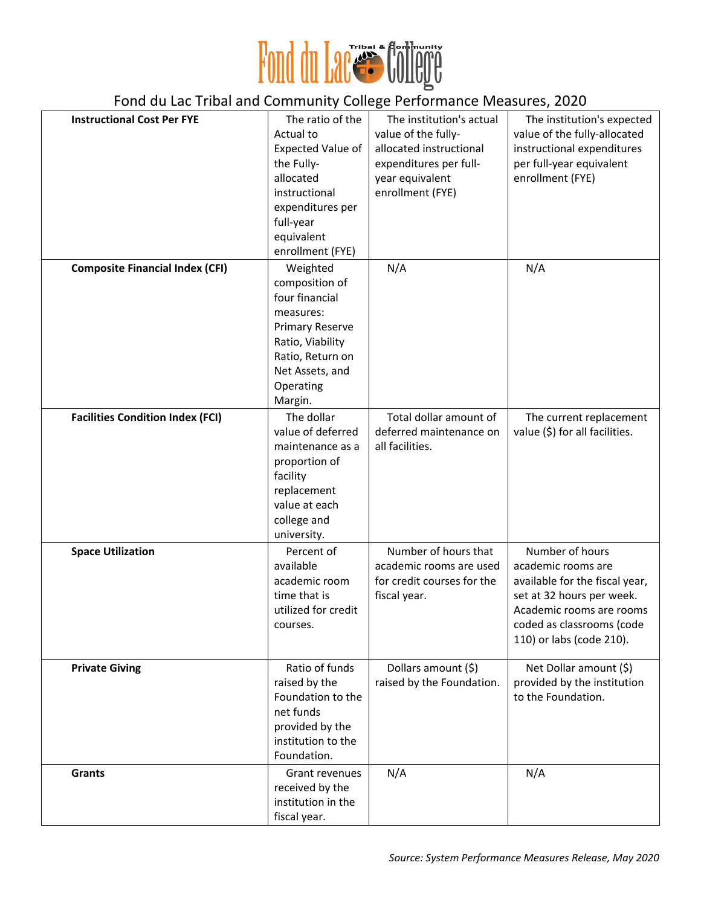## Fond du Lac Tribal and Community College Performance Measures, 2020

| | | | |
|---|---|---|---|
| **Instructional Cost Per FYE** | The ratio of the Actual to Expected Value of the Fully-allocated instructional expenditures per full-year equivalent enrollment (FYE) | The institution's actual value of the fully-allocated instructional expenditures per full-year equivalent enrollment (FYE) | The institution's expected value of the fully-allocated instructional expenditures per full-year equivalent enrollment (FYE) |
| **Composite Financial Index (CFI)** | Weighted composition of four financial measures: Primary Reserve Ratio, Viability Ratio, Return on Net Assets, and Operating Margin. | N/A | N/A |
| **Facilities Condition Index (FCI)** | The dollar value of deferred maintenance as a proportion of facility replacement value at each college and university. | Total dollar amount of deferred maintenance on all facilities. | The current replacement value ($) for all facilities. |
| **Space Utilization** | Percent of available academic room time that is utilized for credit courses. | Number of hours that academic rooms are used for credit courses for the fiscal year. | Number of hours academic rooms are available for the fiscal year, set at 32 hours per week. Academic rooms are rooms coded as classrooms (code 110) or labs (code 210). |
| **Private Giving** | Ratio of funds raised by the Foundation to the net funds provided by the institution to the Foundation. | Dollars amount ($) raised by the Foundation. | Net Dollar amount ($) provided by the institution to the Foundation. |
| **Grants** | Grant revenues received by the institution in the fiscal year. | N/A | N/A |

*Source: System Performance Measures Release, May 2020*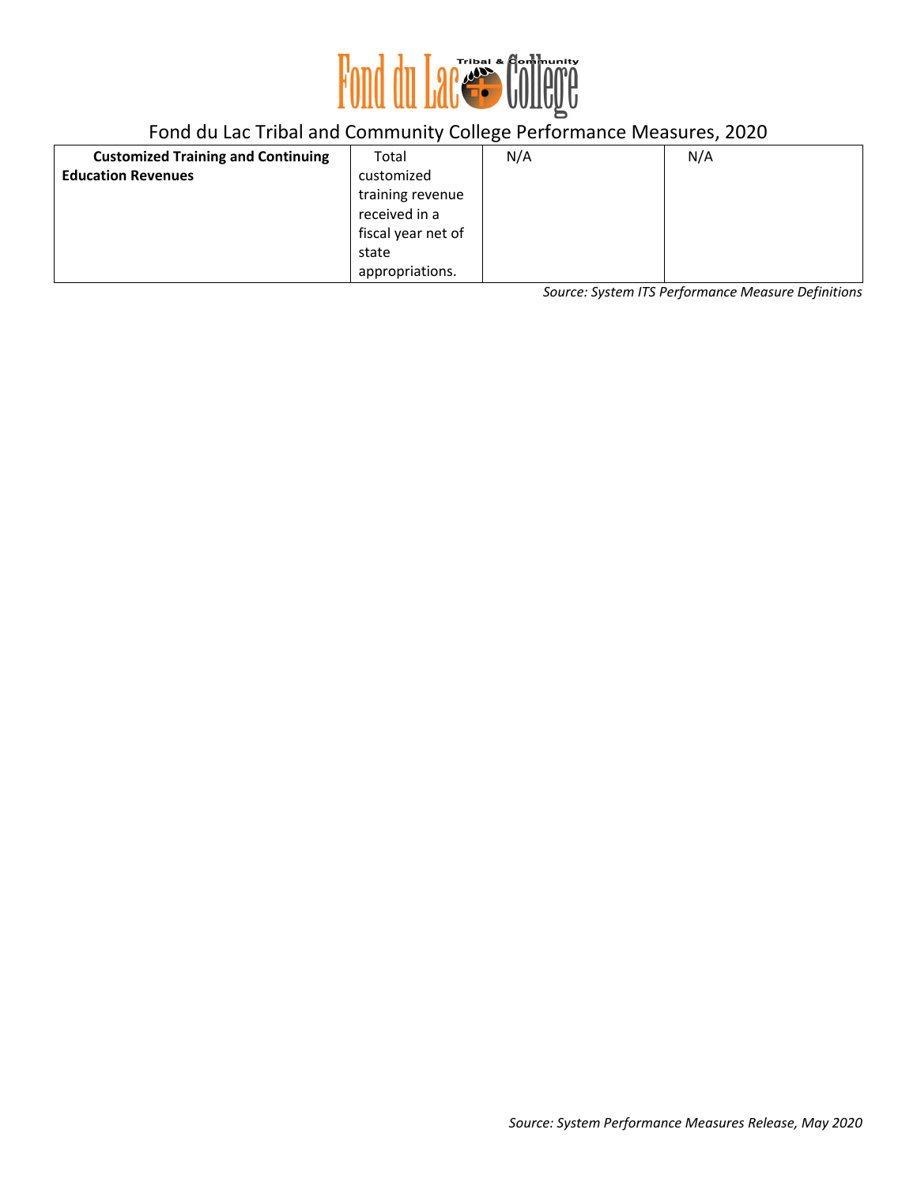Fond du Lac Tribal and Community College Performance Measures, 2020

| | | | |
|---|---|---|---|
| **Customized Training and Continuing Education Revenues** | Total customized training revenue received in a fiscal year net of state appropriations. | N/A | N/A |

*Source: System ITS Performance Measure Definitions*

*Source: System Performance Measures Release, May 2020*